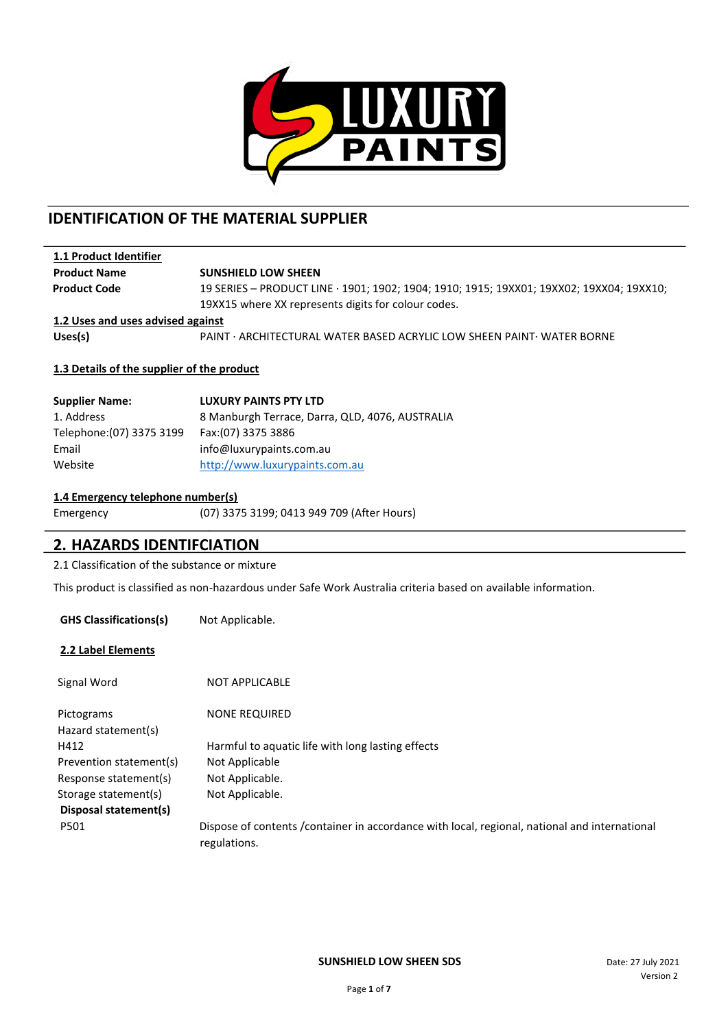# IDENTIFICATION OF THE MATERIAL SUPPLIER

**1.1 Product Identifier**

| | |
|---|---|
| **Product Name** | **SUNSHIELD LOW SHEEN** |
| **Product Code** | 19 SERIES – PRODUCT LINE · 1901; 1902; 1904; 1910; 1915; 19XX01; 19XX02; 19XX04; 19XX10; 19XX15 where XX represents digits for colour codes. |

**1.2 Uses and uses advised against**

| | |
|---|---|
| **Uses(s)** | PAINT · ARCHITECTURAL WATER BASED ACRYLIC LOW SHEEN PAINT· WATER BORNE |

**1.3 Details of the supplier of the product**

| | |
|---|---|
| **Supplier Name:** | **LUXURY PAINTS PTY LTD** |
| 1. Address | 8 Manburgh Terrace, Darra, QLD, 4076, AUSTRALIA |
| Telephone:(07) 3375 3199 | Fax:(07) 3375 3886 |
| Email | info@luxurypaints.com.au |
| Website | http://www.luxurypaints.com.au |

**1.4 Emergency telephone number(s)**

| | |
|---|---|
| Emergency | (07) 3375 3199; 0413 949 709 (After Hours) |

## 2. HAZARDS IDENTIFCIATION

2.1 Classification of the substance or mixture

This product is classified as non-hazardous under Safe Work Australia criteria based on available information.

**GHS Classifications(s)** Not Applicable.

**2.2 Label Elements**

| | |
|---|---|
| Signal Word | NOT APPLICABLE |
| Pictograms | NONE REQUIRED |
| Hazard statement(s) | |
| H412 | Harmful to aquatic life with long lasting effects |
| Prevention statement(s) | Not Applicable |
| Response statement(s) | Not Applicable. |
| Storage statement(s) | Not Applicable. |
| **Disposal statement(s)** | |
| P501 | Dispose of contents /container in accordance with local, regional, national and international regulations. |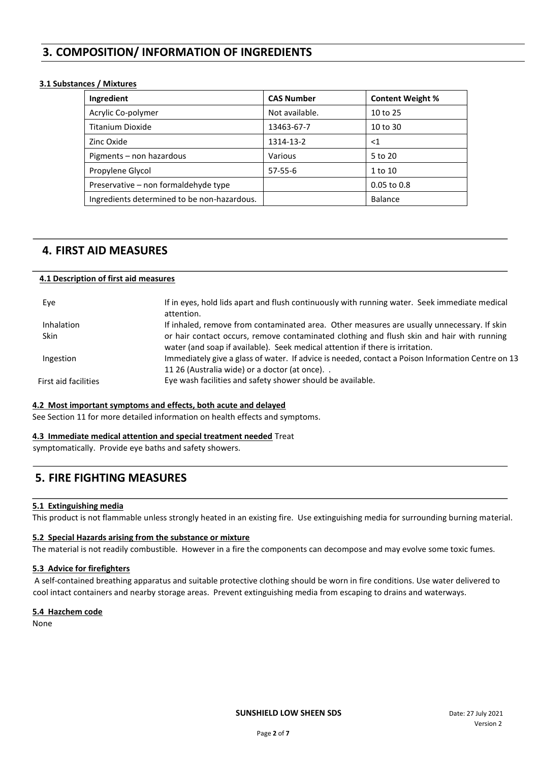## 3. COMPOSITION/ INFORMATION OF INGREDIENTS

### 3.1 Substances / Mixtures

| Ingredient | CAS Number | Content Weight % |
|---|---|---|
| Acrylic Co-polymer | Not available. | 10 to 25 |
| Titanium Dioxide | 13463-67-7 | 10 to 30 |
| Zinc Oxide | 1314-13-2 | <1 |
| Pigments – non hazardous | Various | 5 to 20 |
| Propylene Glycol | 57-55-6 | 1 to 10 |
| Preservative – non formaldehyde type | | 0.05 to 0.8 |
| Ingredients determined to be non-hazardous. | | Balance |

## 4. FIRST AID MEASURES

### 4.1 Description of first aid measures

| | |
|---|---|
| Eye | If in eyes, hold lids apart and flush continuously with running water. Seek immediate medical attention. |
| Inhalation | If inhaled, remove from contaminated area. Other measures are usually unnecessary. |
| Skin | If skin or hair contact occurs, remove contaminated clothing and flush skin and hair with running water (and soap if available). Seek medical attention if there is irritation. |
| Ingestion | Immediately give a glass of water. If advice is needed, contact a Poison Information Centre on 13 11 26 (Australia wide) or a doctor (at once). . |
| First aid facilities | Eye wash facilities and safety shower should be available. |

### 4.2 Most important symptoms and effects, both acute and delayed

See Section 11 for more detailed information on health effects and symptoms.

### 4.3 Immediate medical attention and special treatment needed

Treat symptomatically. Provide eye baths and safety showers.

## 5. FIRE FIGHTING MEASURES

### 5.1 Extinguishing media

This product is not flammable unless strongly heated in an existing fire. Use extinguishing media for surrounding burning material.

### 5.2 Special Hazards arising from the substance or mixture

The material is not readily combustible. However in a fire the components can decompose and may evolve some toxic fumes.

### 5.3 Advice for firefighters

A self-contained breathing apparatus and suitable protective clothing should be worn in fire conditions. Use water delivered to cool intact containers and nearby storage areas. Prevent extinguishing media from escaping to drains and waterways.

### 5.4 Hazchem code

None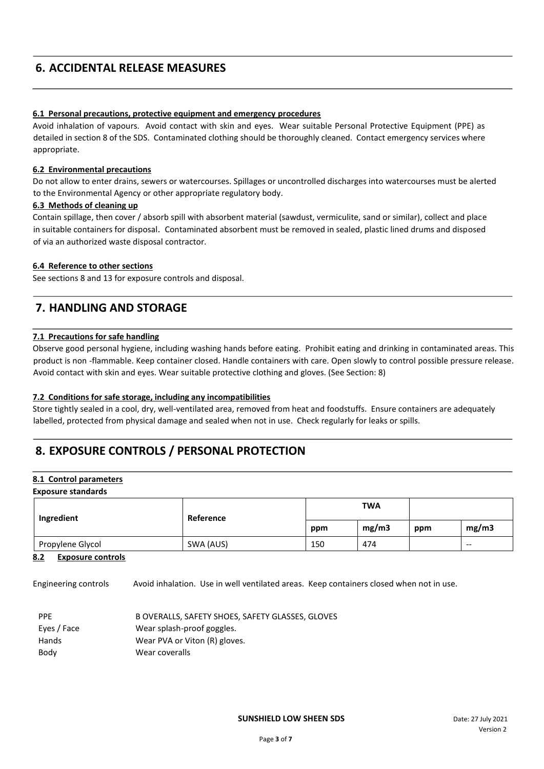# 6. ACCIDENTAL RELEASE MEASURES

### 6.1 Personal precautions, protective equipment and emergency procedures

Avoid inhalation of vapours. Avoid contact with skin and eyes. Wear suitable Personal Protective Equipment (PPE) as detailed in section 8 of the SDS. Contaminated clothing should be thoroughly cleaned. Contact emergency services where appropriate.

### 6.2 Environmental precautions

Do not allow to enter drains, sewers or watercourses. Spillages or uncontrolled discharges into watercourses must be alerted to the Environmental Agency or other appropriate regulatory body.

### 6.3 Methods of cleaning up

Contain spillage, then cover / absorb spill with absorbent material (sawdust, vermiculite, sand or similar), collect and place in suitable containers for disposal. Contaminated absorbent must be removed in sealed, plastic lined drums and disposed of via an authorized waste disposal contractor.

### 6.4 Reference to other sections

See sections 8 and 13 for exposure controls and disposal.

# 7. HANDLING AND STORAGE

### 7.1 Precautions for safe handling

Observe good personal hygiene, including washing hands before eating. Prohibit eating and drinking in contaminated areas. This product is non -flammable. Keep container closed. Handle containers with care. Open slowly to control possible pressure release. Avoid contact with skin and eyes. Wear suitable protective clothing and gloves. (See Section: 8)

### 7.2 Conditions for safe storage, including any incompatibilities

Store tightly sealed in a cool, dry, well-ventilated area, removed from heat and foodstuffs. Ensure containers are adequately labelled, protected from physical damage and sealed when not in use. Check regularly for leaks or spills.

# 8. EXPOSURE CONTROLS / PERSONAL PROTECTION

### 8.1 Control parameters

**Exposure standards**

| Ingredient | Reference | TWA | | | |
|---|---|---|---|---|---|
| | | ppm | mg/m3 | ppm | mg/m3 |
| Propylene Glycol | SWA (AUS) | 150 | 474 | | -- |

### 8.2 Exposure controls

Engineering controls: Avoid inhalation. Use in well ventilated areas. Keep containers closed when not in use.

| | |
|---|---|
| PPE | B OVERALLS, SAFETY SHOES, SAFETY GLASSES, GLOVES |
| Eyes / Face | Wear splash-proof goggles. |
| Hands | Wear PVA or Viton (R) gloves. |
| Body | Wear coveralls |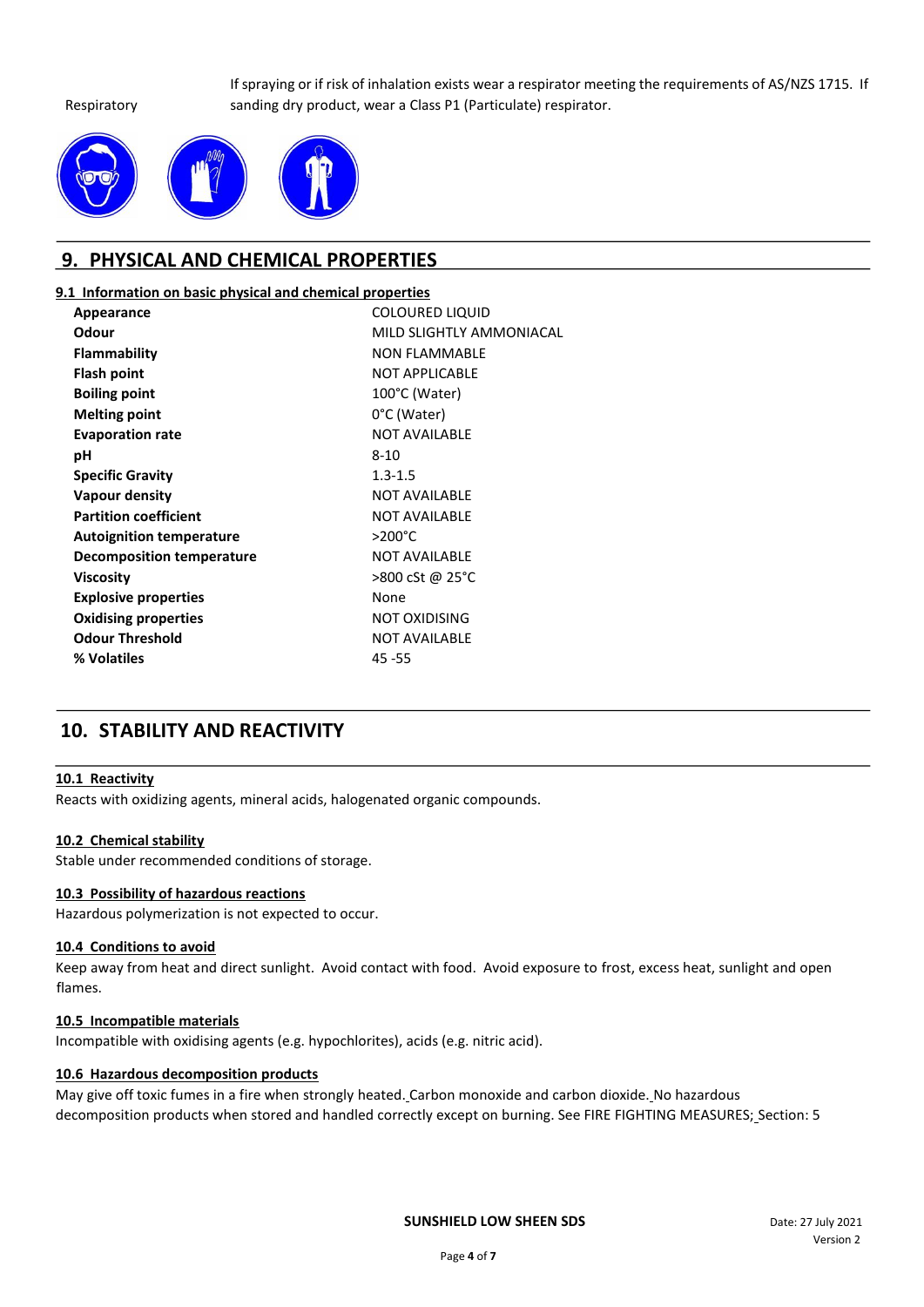| | |
|---|---|
| Respiratory | If spraying or if risk of inhalation exists wear a respirator meeting the requirements of AS/NZS 1715. If sanding dry product, wear a Class P1 (Particulate) respirator. |

## 9. PHYSICAL AND CHEMICAL PROPERTIES

### 9.1 Information on basic physical and chemical properties

| | |
|---|---|
| **Appearance** | COLOURED LIQUID |
| **Odour** | MILD SLIGHTLY AMMONIACAL |
| **Flammability** | NON FLAMMABLE |
| **Flash point** | NOT APPLICABLE |
| **Boiling point** | 100°C (Water) |
| **Melting point** | 0°C (Water) |
| **Evaporation rate** | NOT AVAILABLE |
| **pH** | 8-10 |
| **Specific Gravity** | 1.3-1.5 |
| **Vapour density** | NOT AVAILABLE |
| **Partition coefficient** | NOT AVAILABLE |
| **Autoignition temperature** | >200°C |
| **Decomposition temperature** | NOT AVAILABLE |
| **Viscosity** | >800 cSt @ 25°C |
| **Explosive properties** | None |
| **Oxidising properties** | NOT OXIDISING |
| **Odour Threshold** | NOT AVAILABLE |
| **% Volatiles** | 45 -55 |

## 10. STABILITY AND REACTIVITY

### 10.1 Reactivity

Reacts with oxidizing agents, mineral acids, halogenated organic compounds.

### 10.2 Chemical stability

Stable under recommended conditions of storage.

### 10.3 Possibility of hazardous reactions

Hazardous polymerization is not expected to occur.

### 10.4 Conditions to avoid

Keep away from heat and direct sunlight. Avoid contact with food. Avoid exposure to frost, excess heat, sunlight and open flames.

### 10.5 Incompatible materials

Incompatible with oxidising agents (e.g. hypochlorites), acids (e.g. nitric acid).

### 10.6 Hazardous decomposition products

May give off toxic fumes in a fire when strongly heated. Carbon monoxide and carbon dioxide. No hazardous decomposition products when stored and handled correctly except on burning. See FIRE FIGHTING MEASURES; Section: 5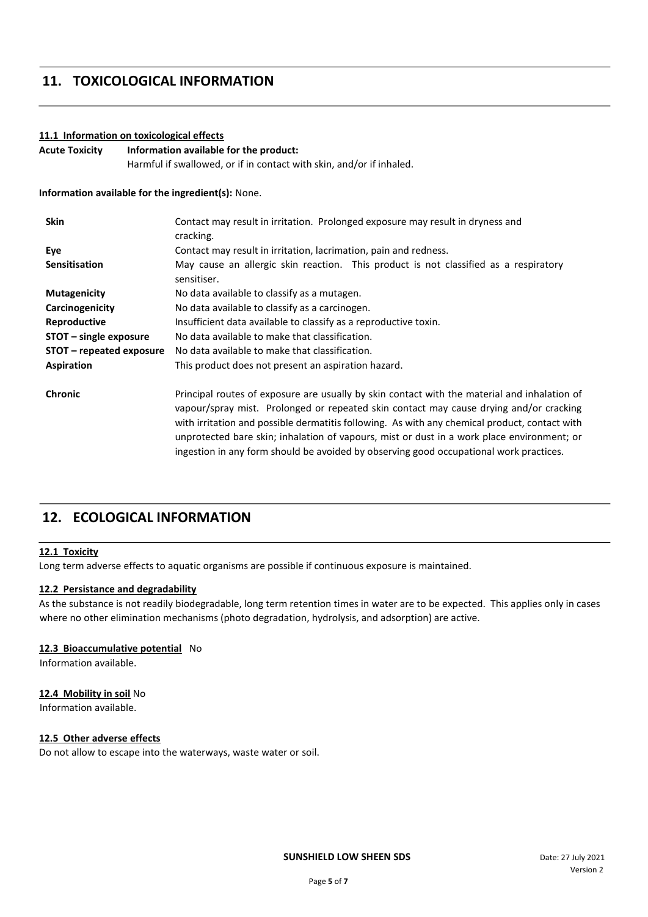## 11. TOXICOLOGICAL INFORMATION

**11.1 Information on toxicological effects**

**Acute Toxicity** **Information available for the product:**
Harmful if swallowed, or if in contact with skin, and/or if inhaled.

**Information available for the ingredient(s):** None.

| | |
|---|---|
| **Skin** | Contact may result in irritation. Prolonged exposure may result in dryness and cracking. |
| **Eye** | Contact may result in irritation, lacrimation, pain and redness. |
| **Sensitisation** | May cause an allergic skin reaction. This product is not classified as a respiratory sensitiser. |
| **Mutagenicity** | No data available to classify as a mutagen. |
| **Carcinogenicity** | No data available to classify as a carcinogen. |
| **Reproductive** | Insufficient data available to classify as a reproductive toxin. |
| **STOT – single exposure** | No data available to make that classification. |
| **STOT – repeated exposure** | No data available to make that classification. |
| **Aspiration** | This product does not present an aspiration hazard. |
| **Chronic** | Principal routes of exposure are usually by skin contact with the material and inhalation of vapour/spray mist. Prolonged or repeated skin contact may cause drying and/or cracking with irritation and possible dermatitis following. As with any chemical product, contact with unprotected bare skin; inhalation of vapours, mist or dust in a work place environment; or ingestion in any form should be avoided by observing good occupational work practices. |

## 12. ECOLOGICAL INFORMATION

**12.1 Toxicity**

Long term adverse effects to aquatic organisms are possible if continuous exposure is maintained.

**12.2 Persistance and degradability**

As the substance is not readily biodegradable, long term retention times in water are to be expected. This applies only in cases where no other elimination mechanisms (photo degradation, hydrolysis, and adsorption) are active.

**12.3 Bioaccumulative potential** No Information available.

**12.4 Mobility in soil** No Information available.

**12.5 Other adverse effects**

Do not allow to escape into the waterways, waste water or soil.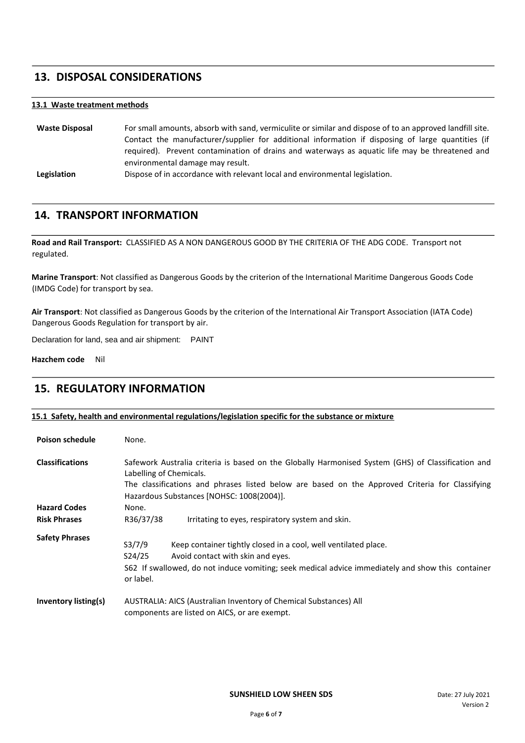## 13. DISPOSAL CONSIDERATIONS

**13.1 Waste treatment methods**

**Waste Disposal** For small amounts, absorb with sand, vermiculite or similar and dispose of to an approved landfill site. Contact the manufacturer/supplier for additional information if disposing of large quantities (if required). Prevent contamination of drains and waterways as aquatic life may be threatened and environmental damage may result.

**Legislation** Dispose of in accordance with relevant local and environmental legislation.

## 14. TRANSPORT INFORMATION

**Road and Rail Transport:** CLASSIFIED AS A NON DANGEROUS GOOD BY THE CRITERIA OF THE ADG CODE. Transport not regulated.

**Marine Transport**: Not classified as Dangerous Goods by the criterion of the International Maritime Dangerous Goods Code (IMDG Code) for transport by sea.

**Air Transport**: Not classified as Dangerous Goods by the criterion of the International Air Transport Association (IATA Code) Dangerous Goods Regulation for transport by air.

Declaration for land, sea and air shipment: PAINT

**Hazchem code** Nil

## 15. REGULATORY INFORMATION

**15.1 Safety, health and environmental regulations/legislation specific for the substance or mixture**

**Poison schedule** None.

**Classifications** Safework Australia criteria is based on the Globally Harmonised System (GHS) of Classification and Labelling of Chemicals.
The classifications and phrases listed below are based on the Approved Criteria for Classifying Hazardous Substances [NOHSC: 1008(2004)].

**Hazard Codes** None.

**Risk Phrases** R36/37/38 Irritating to eyes, respiratory system and skin.

**Safety Phrases**
S3/7/9 Keep container tightly closed in a cool, well ventilated place.
S24/25 Avoid contact with skin and eyes.
S62 If swallowed, do not induce vomiting; seek medical advice immediately and show this container or label.

**Inventory listing(s)** AUSTRALIA: AICS (Australian Inventory of Chemical Substances) All components are listed on AICS, or are exempt.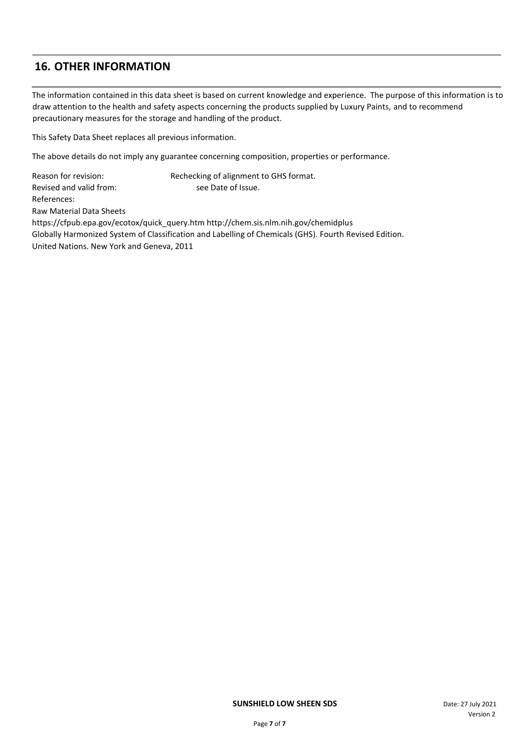## 16. OTHER INFORMATION

The information contained in this data sheet is based on current knowledge and experience. The purpose of this information is to draw attention to the health and safety aspects concerning the products supplied by Luxury Paints, and to recommend precautionary measures for the storage and handling of the product.

This Safety Data Sheet replaces all previous information.

The above details do not imply any guarantee concerning composition, properties or performance.

Reason for revision: Rechecking of alignment to GHS format.
Revised and valid from: see Date of Issue.
References:
Raw Material Data Sheets
https://cfpub.epa.gov/ecotox/quick_query.htm http://chem.sis.nlm.nih.gov/chemidplus
Globally Harmonized System of Classification and Labelling of Chemicals (GHS). Fourth Revised Edition.
United Nations. New York and Geneva, 2011